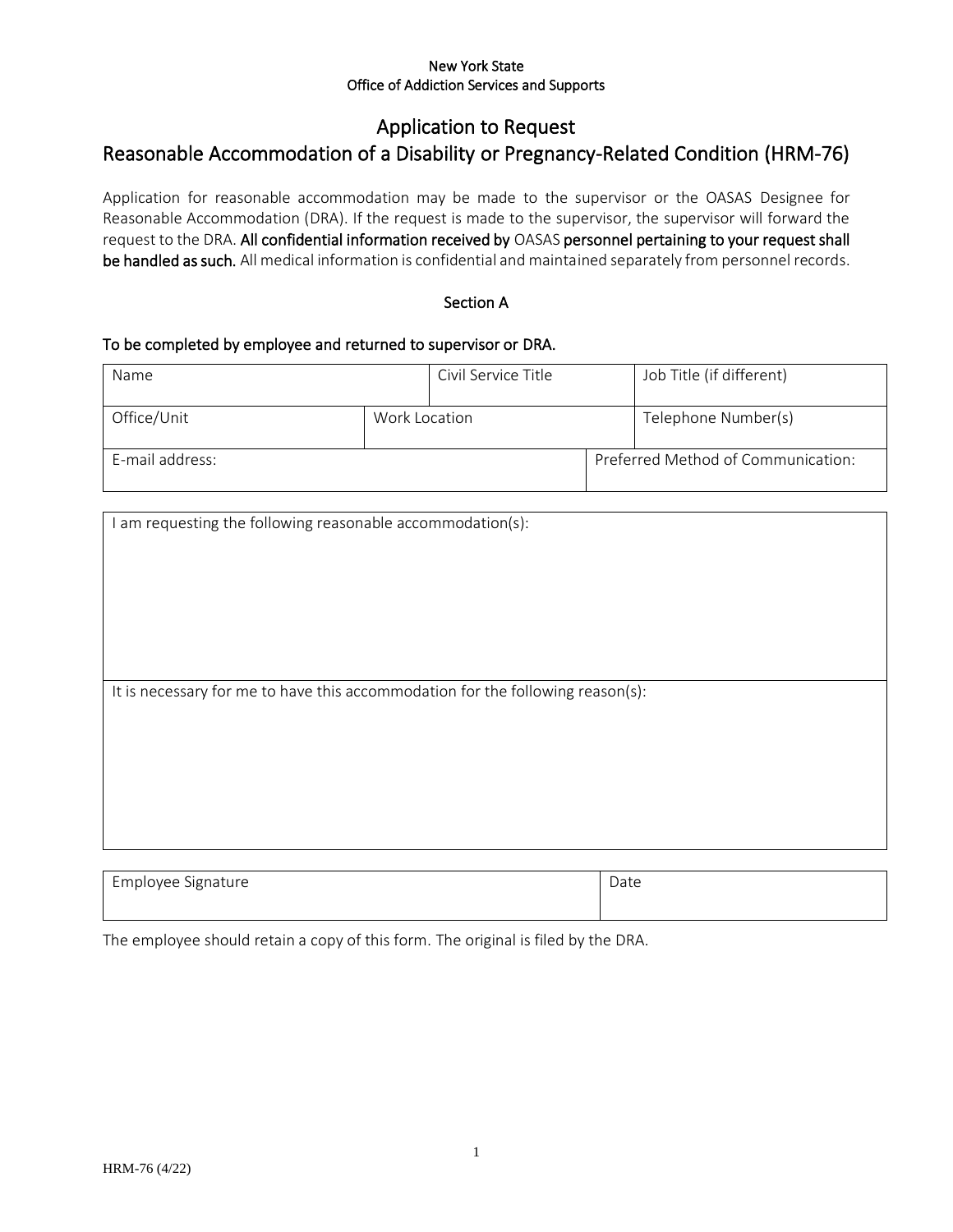New York State
Office of Addiction Services and Supports

# Application to Request
# Reasonable Accommodation of a Disability or Pregnancy-Related Condition (HRM-76)

Application for reasonable accommodation may be made to the supervisor or the OASAS Designee for Reasonable Accommodation (DRA). If the request is made to the supervisor, the supervisor will forward the request to the DRA. **All confidential information received by** OASAS **personnel pertaining to your request shall be handled as such.** All medical information is confidential and maintained separately from personnel records.

## Section A

**To be completed by employee and returned to supervisor or DRA.**

| Name | | Civil Service Title | Job Title (if different) |
|---|---|---|---|
| Office/Unit | Work Location | | Telephone Number(s) |
| E-mail address: | | Preferred Method of Communication: | |

| I am requesting the following reasonable accommodation(s): |
|---|
| It is necessary for me to have this accommodation for the following reason(s): |

| Employee Signature | Date |
|---|---|
| | |

The employee should retain a copy of this form. The original is filed by the DRA.

HRM-76 (4/22)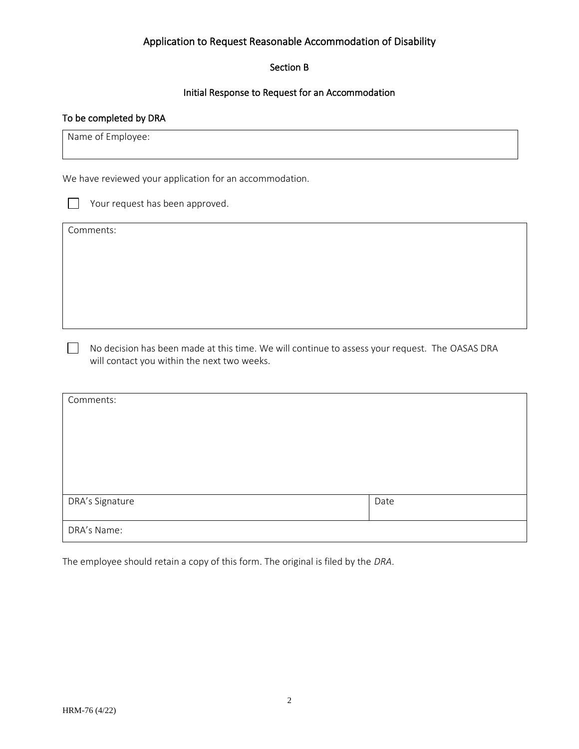# Application to Request Reasonable Accommodation of Disability

## Section B

### Initial Response to Request for an Accommodation

To be completed by DRA

| Name of Employee: |
|---|
| |

We have reviewed your application for an accommodation.

☐ Your request has been approved.

| Comments: |
|---|
| |

☐ No decision has been made at this time. We will continue to assess your request. The OASAS DRA will contact you within the next two weeks.

| Comments: | |
|---|---|
| | |
| DRA's Signature | Date |
| DRA's Name: | |

The employee should retain a copy of this form. The original is filed by the *DRA*.

HRM-76 (4/22)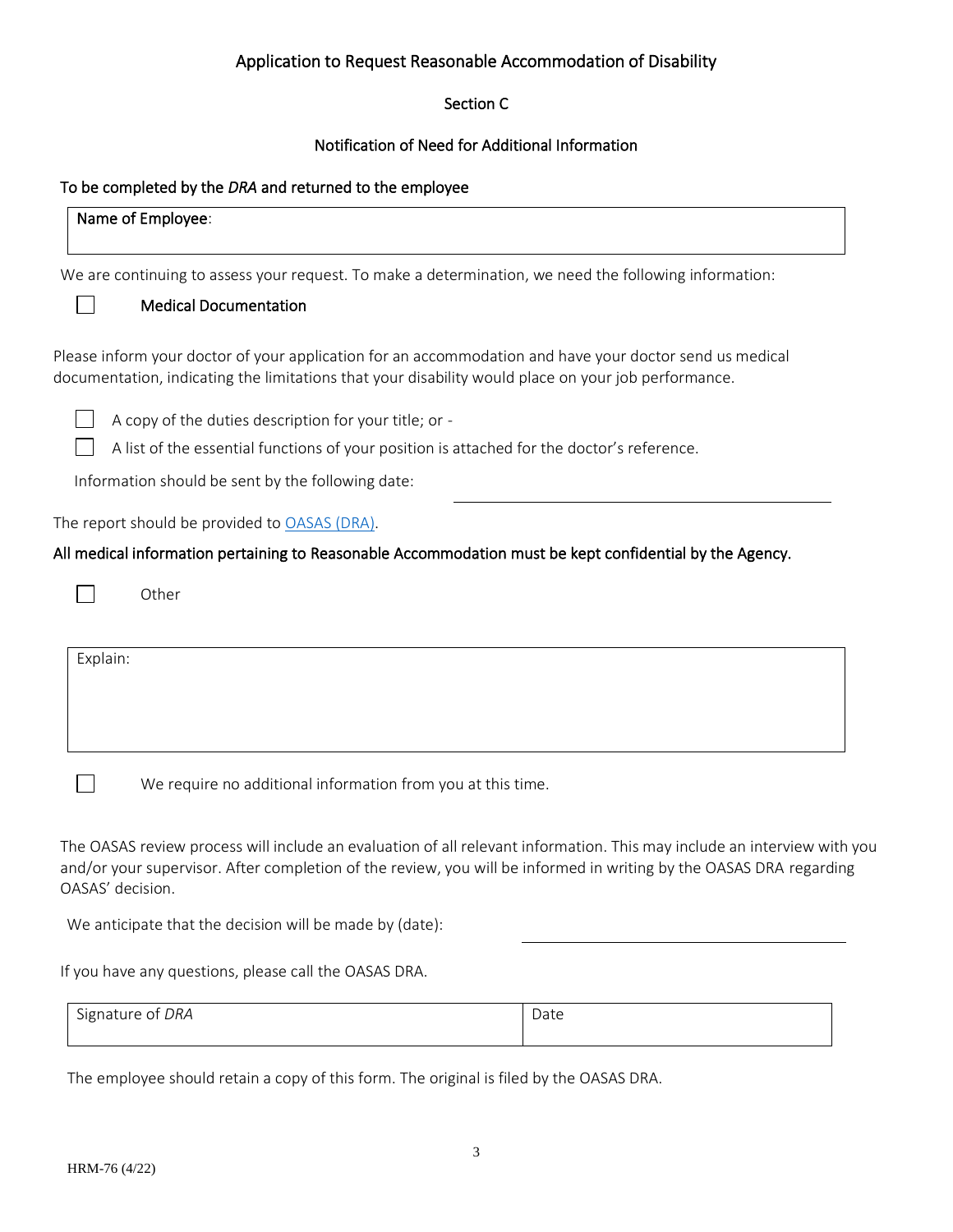# Application to Request Reasonable Accommodation of Disability

## Section C

## Notification of Need for Additional Information

To be completed by the *DRA* and returned to the employee

| Name of Employee: |
|---|

We are continuing to assess your request. To make a determination, we need the following information:

☐ **Medical Documentation**

Please inform your doctor of your application for an accommodation and have your doctor send us medical documentation, indicating the limitations that your disability would place on your job performance.

☐ A copy of the duties description for your title; or -

☐ A list of the essential functions of your position is attached for the doctor's reference.

Information should be sent by the following date: ______________________________

The report should be provided to [OASAS (DRA)].

**All medical information pertaining to Reasonable Accommodation must be kept confidential by the Agency.**

☐ Other

| Explain: |
|---|

☐ We require no additional information from you at this time.

The OASAS review process will include an evaluation of all relevant information. This may include an interview with you and/or your supervisor. After completion of the review, you will be informed in writing by the OASAS DRA regarding OASAS' decision.

We anticipate that the decision will be made by (date): ______________________________

If you have any questions, please call the OASAS DRA.

| Signature of *DRA* | Date |
|---|---|

The employee should retain a copy of this form. The original is filed by the OASAS DRA.

HRM-76 (4/22)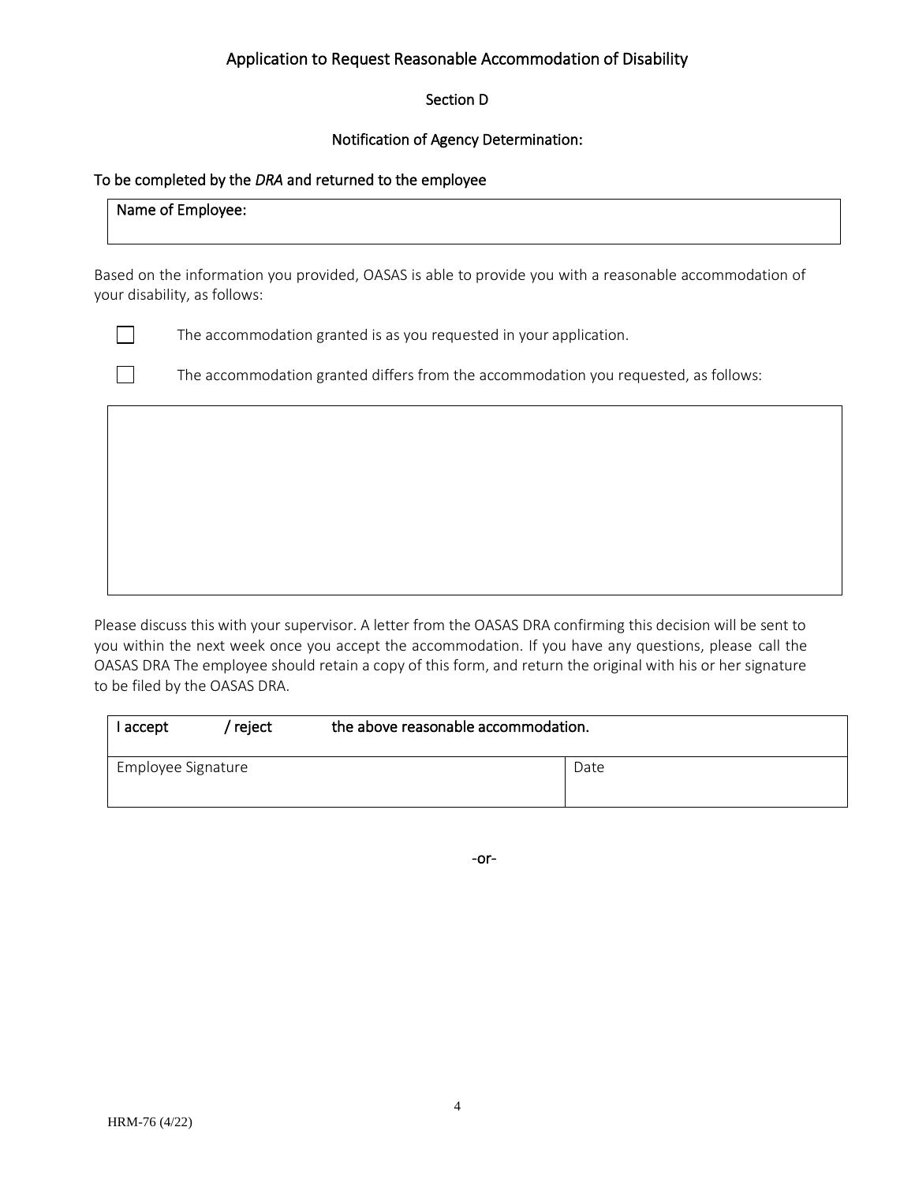# Application to Request Reasonable Accommodation of Disability

## Section D

## Notification of Agency Determination:

To be completed by the *DRA* and returned to the employee

| Name of Employee: |
|---|
| |

Based on the information you provided, OASAS is able to provide you with a reasonable accommodation of your disability, as follows:

☐ The accommodation granted is as you requested in your application.

☐ The accommodation granted differs from the accommodation you requested, as follows:

| |
|---|
| |

Please discuss this with your supervisor. A letter from the OASAS DRA confirming this decision will be sent to you within the next week once you accept the accommodation. If you have any questions, please call the OASAS DRA The employee should retain a copy of this form, and return the original with his or her signature to be filed by the OASAS DRA.

| I accept / reject the above reasonable accommodation. | |
|---|---|
| Employee Signature | Date |

-or-

HRM-76 (4/22)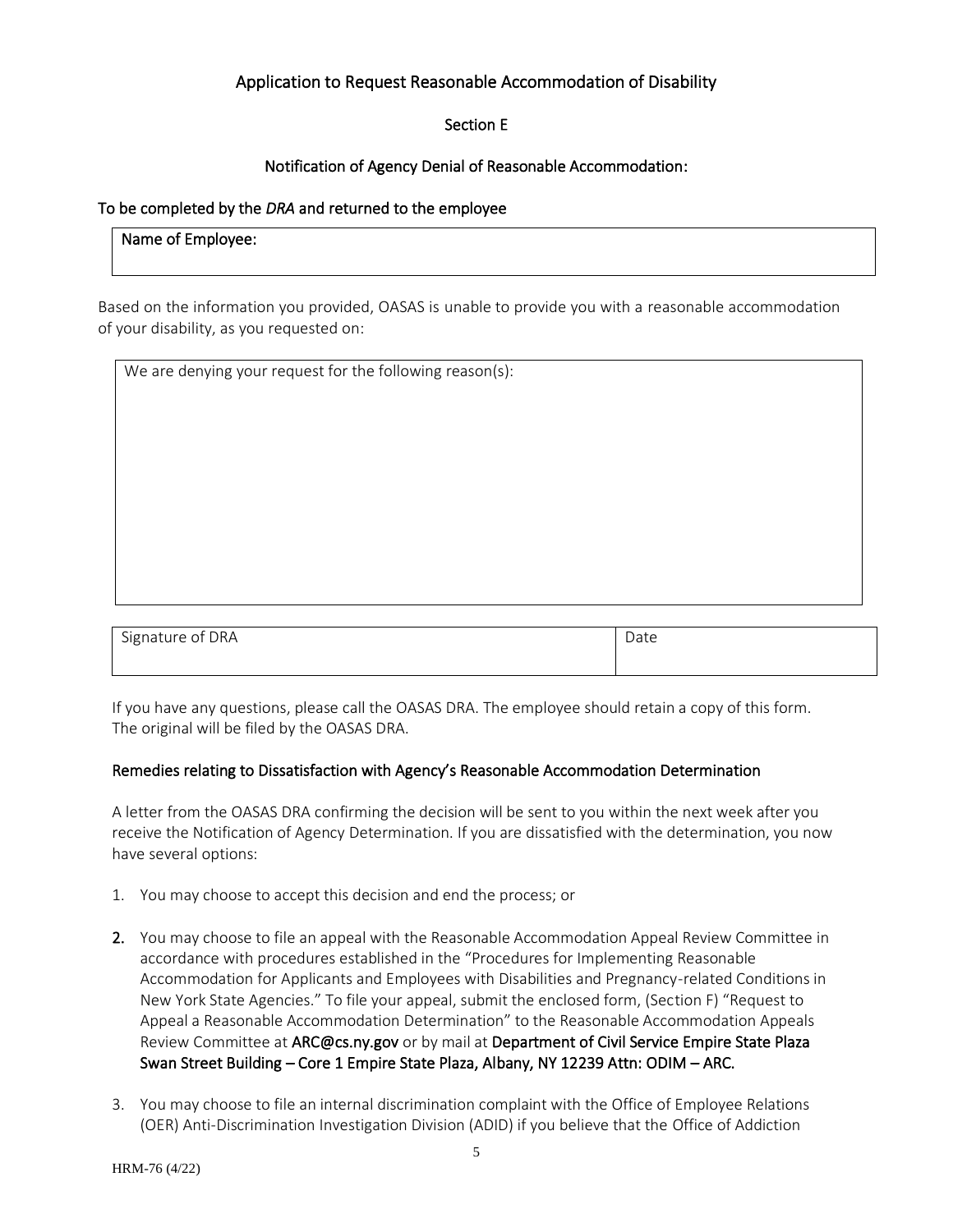## Application to Request Reasonable Accommodation of Disability

### Section E

### Notification of Agency Denial of Reasonable Accommodation:

To be completed by the *DRA* and returned to the employee

| Name of Employee: |
|---|
| |

Based on the information you provided, OASAS is unable to provide you with a reasonable accommodation of your disability, as you requested on:

| We are denying your request for the following reason(s): |
|---|
| |

| Signature of DRA | Date |
|---|---|
| | |

If you have any questions, please call the OASAS DRA. The employee should retain a copy of this form. The original will be filed by the OASAS DRA.

#### Remedies relating to Dissatisfaction with Agency's Reasonable Accommodation Determination

A letter from the OASAS DRA confirming the decision will be sent to you within the next week after you receive the Notification of Agency Determination. If you are dissatisfied with the determination, you now have several options:

1. You may choose to accept this decision and end the process; or

2. You may choose to file an appeal with the Reasonable Accommodation Appeal Review Committee in accordance with procedures established in the "Procedures for Implementing Reasonable Accommodation for Applicants and Employees with Disabilities and Pregnancy-related Conditions in New York State Agencies." To file your appeal, submit the enclosed form, (Section F) "Request to Appeal a Reasonable Accommodation Determination" to the Reasonable Accommodation Appeals Review Committee at **ARC@cs.ny.gov** or by mail at **Department of Civil Service Empire State Plaza Swan Street Building – Core 1 Empire State Plaza, Albany, NY 12239 Attn: ODIM – ARC.**

3. You may choose to file an internal discrimination complaint with the Office of Employee Relations (OER) Anti-Discrimination Investigation Division (ADID) if you believe that the Office of Addiction

HRM-76 (4/22)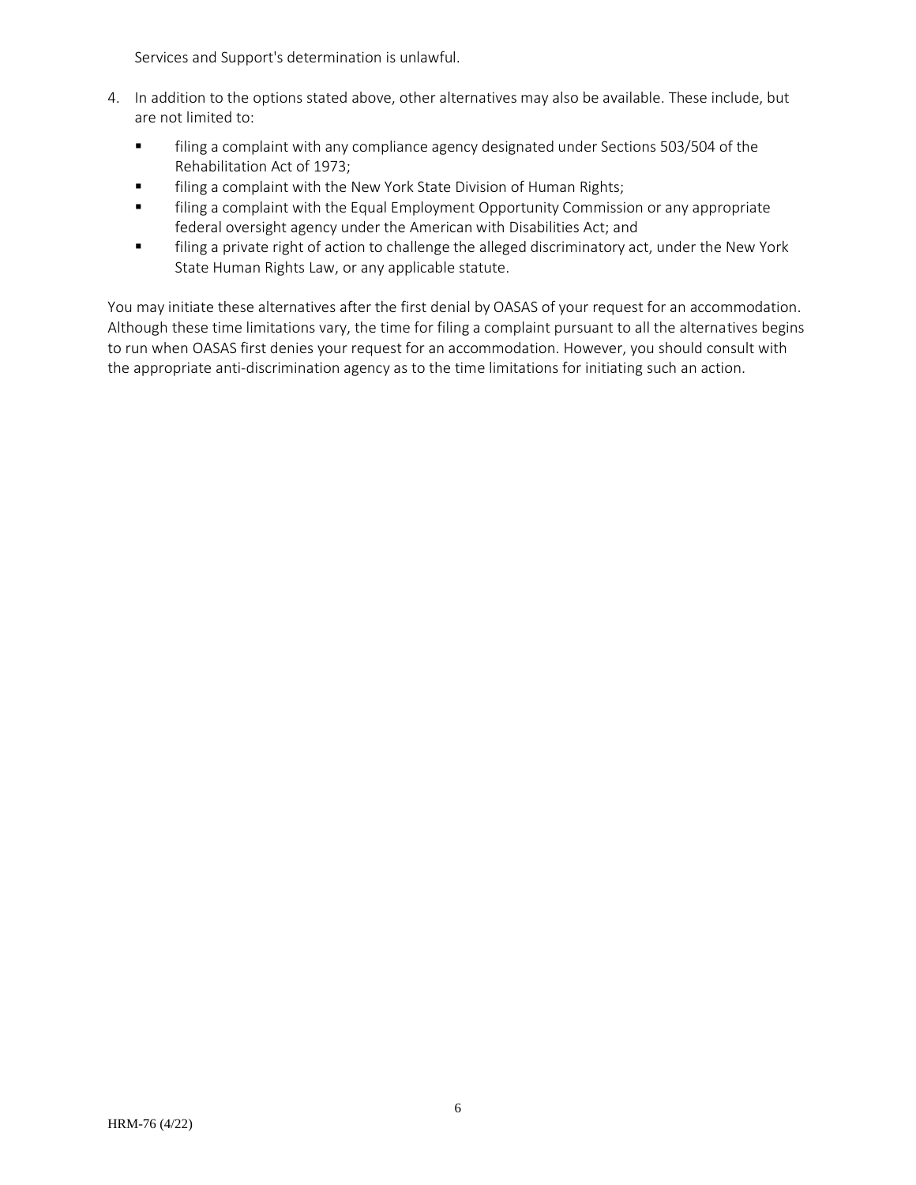Services and Support's determination is unlawful.

4. In addition to the options stated above, other alternatives may also be available. These include, but are not limited to:
   - filing a complaint with any compliance agency designated under Sections 503/504 of the Rehabilitation Act of 1973;
   - filing a complaint with the New York State Division of Human Rights;
   - filing a complaint with the Equal Employment Opportunity Commission or any appropriate federal oversight agency under the American with Disabilities Act; and
   - filing a private right of action to challenge the alleged discriminatory act, under the New York State Human Rights Law, or any applicable statute.

You may initiate these alternatives after the first denial by OASAS of your request for an accommodation. Although these time limitations vary, the time for filing a complaint pursuant to all the alternatives begins to run when OASAS first denies your request for an accommodation. However, you should consult with the appropriate anti-discrimination agency as to the time limitations for initiating such an action.

HRM-76 (4/22)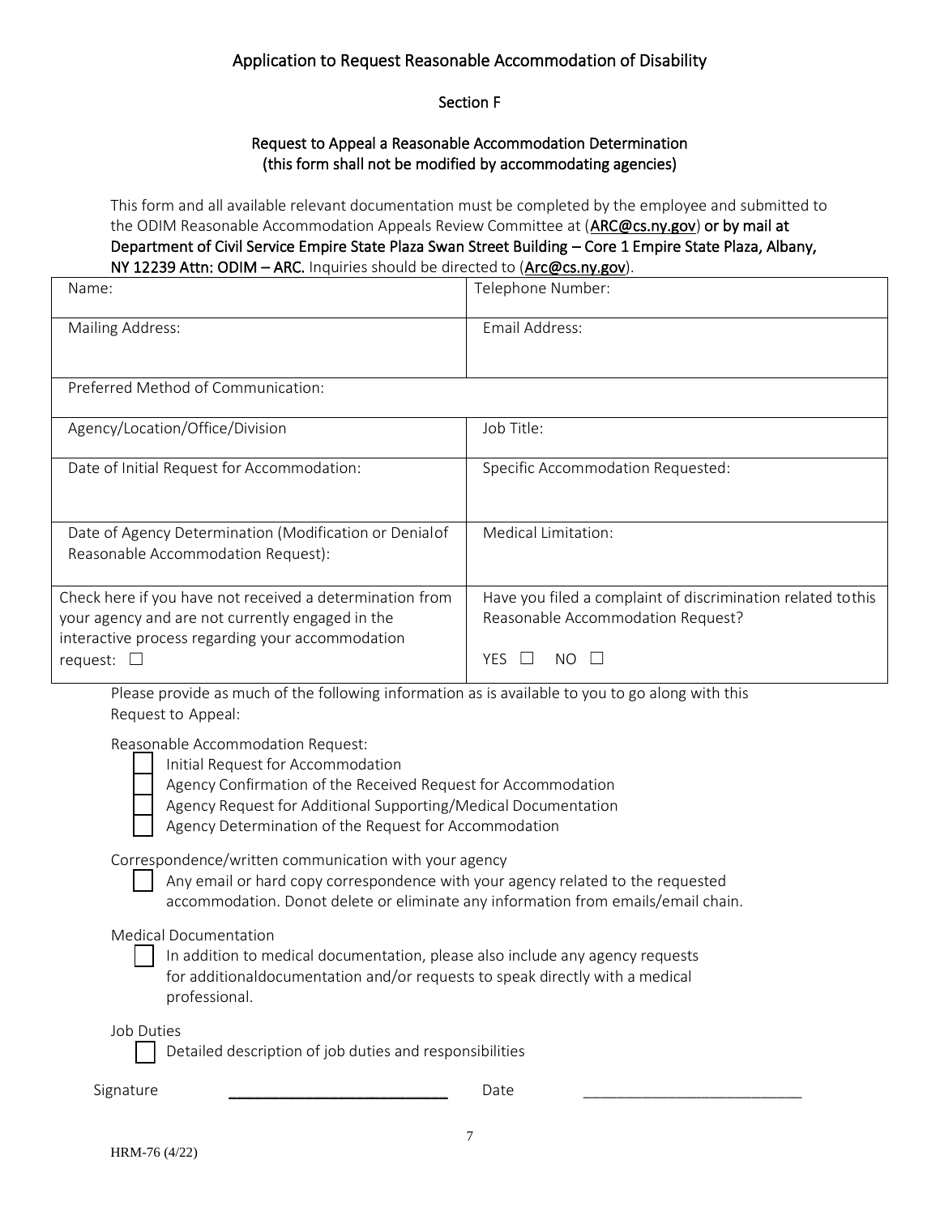# Application to Request Reasonable Accommodation of Disability

## Section F

### Request to Appeal a Reasonable Accommodation Determination (this form shall not be modified by accommodating agencies)

This form and all available relevant documentation must be completed by the employee and submitted to the ODIM Reasonable Accommodation Appeals Review Committee at (ARC@cs.ny.gov) **or by mail at Department of Civil Service Empire State Plaza Swan Street Building – Core 1 Empire State Plaza, Albany, NY 12239 Attn: ODIM – ARC.** Inquiries should be directed to (Arc@cs.ny.gov).

| | |
|---|---|
| Name: | Telephone Number: |
| Mailing Address: | Email Address: |
| Preferred Method of Communication: | |
| Agency/Location/Office/Division | Job Title: |
| Date of Initial Request for Accommodation: | Specific Accommodation Requested: |
| Date of Agency Determination (Modification or Denial of Reasonable Accommodation Request): | Medical Limitation: |
| Check here if you have not received a determination from your agency and are not currently engaged in the interactive process regarding your accommodation request: ☐ | Have you filed a complaint of discrimination related to this Reasonable Accommodation Request? YES ☐ NO ☐ |

Please provide as much of the following information as is available to you to go along with this Request to Appeal:

Reasonable Accommodation Request:

- ☐ Initial Request for Accommodation
- ☐ Agency Confirmation of the Received Request for Accommodation
- ☐ Agency Request for Additional Supporting/Medical Documentation
- ☐ Agency Determination of the Request for Accommodation

Correspondence/written communication with your agency

- ☐ Any email or hard copy correspondence with your agency related to the requested accommodation. Do not delete or eliminate any information from emails/email chain.

Medical Documentation

- ☐ In addition to medical documentation, please also include any agency requests for additional documentation and/or requests to speak directly with a medical professional.

Job Duties

- ☐ Detailed description of job duties and responsibilities

Signature \_\_\_\_\_\_\_\_\_\_\_\_\_\_\_\_\_\_\_\_\_\_\_\_\_\_ Date \_\_\_\_\_\_\_\_\_\_\_\_\_\_\_\_\_\_\_\_\_\_\_\_\_\_

HRM-76 (4/22)